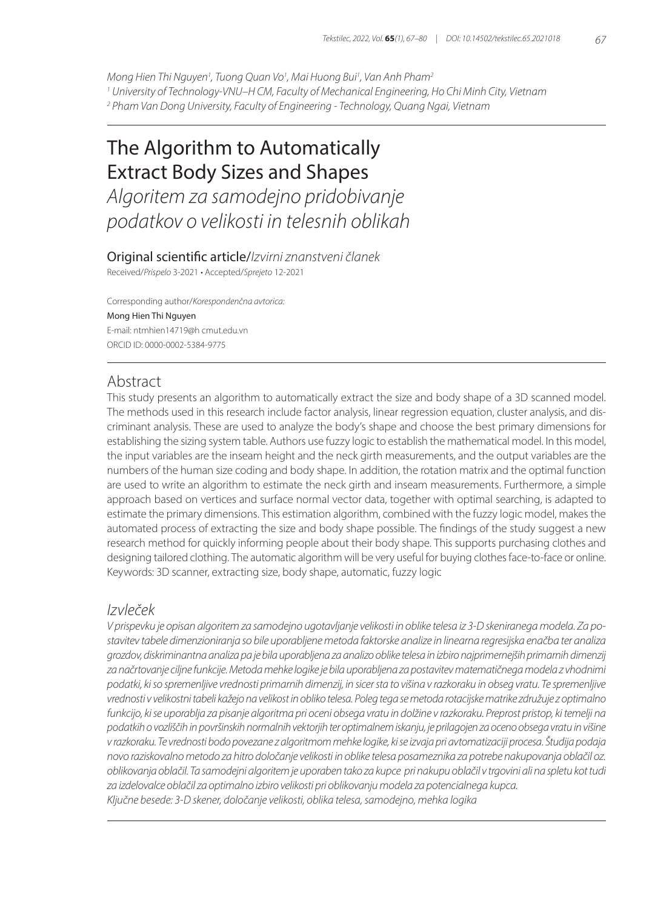Mong Hien Thi Nguyen[1], Tuong Quan Vo[1], Mai Huong Bui[1], Van Anh Pham[2]

[1] University of Technology-VNU–H CM, Faculty of Mechanical Engineering, Ho Chi Minh City, Vietnam

[2] Pham Van Dong University, Faculty of Engineering - Technology, Quang Ngai, Vietnam

# The Algorithm to Automatically Extract Body Sizes and Shapes

*Algoritem za samodejno pridobivanje podatkov o velikosti in telesnih oblikah*

Original scientific article/*Izvirni znanstveni članek*

Received/*Prispelo* 3-2021 • Accepted/*Sprejeto* 12-2021

Corresponding author/*Korespondenčna avtorica:*

Mong Hien Thi Nguyen

E-mail: ntmhien14719@h cmut.edu.vn

ORCID ID: 0000-0002-5384-9775

## Abstract

This study presents an algorithm to automatically extract the size and body shape of a 3D scanned model. The methods used in this research include factor analysis, linear regression equation, cluster analysis, and discriminant analysis. These are used to analyze the body's shape and choose the best primary dimensions for establishing the sizing system table. Authors use fuzzy logic to establish the mathematical model. In this model, the input variables are the inseam height and the neck girth measurements, and the output variables are the numbers of the human size coding and body shape. In addition, the rotation matrix and the optimal function are used to write an algorithm to estimate the neck girth and inseam measurements. Furthermore, a simple approach based on vertices and surface normal vector data, together with optimal searching, is adapted to estimate the primary dimensions. This estimation algorithm, combined with the fuzzy logic model, makes the automated process of extracting the size and body shape possible. The findings of the study suggest a new research method for quickly informing people about their body shape. This supports purchasing clothes and designing tailored clothing. The automatic algorithm will be very useful for buying clothes face-to-face or online.

Keywords: 3D scanner, extracting size, body shape, automatic, fuzzy logic

## *Izvleček*

*V prispevku je opisan algoritem za samodejno ugotavljanje velikosti in oblike telesa iz 3-D skeniranega modela. Za postavitev tabele dimenzioniranja so bile uporabljene metoda faktorske analize in linearna regresijska enačba ter analiza grozdov, diskriminantna analiza pa je bila uporabljena za analizo oblike telesa in izbiro najprimernejših primarnih dimenzij za načrtovanje ciljne funkcije. Metoda mehke logike je bila uporabljena za postavitev matematičnega modela z vhodnimi podatki, ki so spremenljive vrednosti primarnih dimenzij, in sicer sta to višina v razkoraku in obseg vratu. Te spremenljive vrednosti v velikostni tabeli kažejo na velikost in obliko telesa. Poleg tega se metoda rotacijske matrike združuje z optimalno funkcijo, ki se uporablja za pisanje algoritma pri oceni obsega vratu in dolžine v razkoraku. Preprost pristop, ki temelji na podatkih o vozliščih in površinskih normalnih vektorjih ter optimalnem iskanju, je prilagojen za oceno obsega vratu in višine v razkoraku. Te vrednosti bodo povezane z algoritmom mehke logike, ki se izvaja pri avtomatizaciji procesa. Študija podaja novo raziskovalno metodo za hitro določanje velikosti in oblike telesa posameznika za potrebe nakupovanja oblačil oz. oblikovanja oblačil. Ta samodejni algoritem je uporaben tako za kupce pri nakupu oblačil v trgovini ali na spletu kot tudi za izdelovalce oblačil za optimalno izbiro velikosti pri oblikovanju modela za potencialnega kupca.*

*Ključne besede: 3-D skener, določanje velikosti, oblika telesa, samodejno, mehka logika*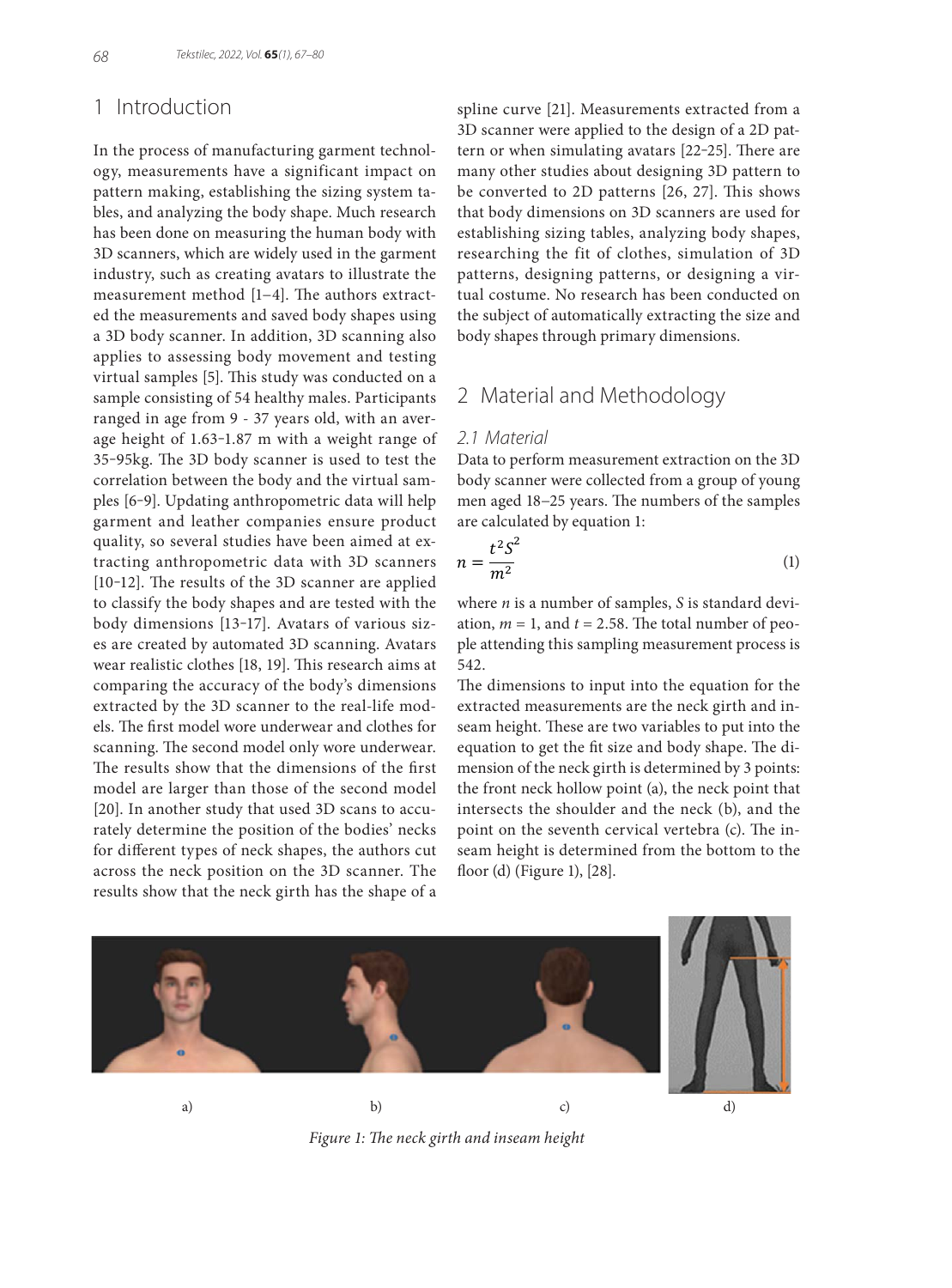## 1 Introduction

In the process of manufacturing garment technology, measurements have a significant impact on pattern making, establishing the sizing system tables, and analyzing the body shape. Much research has been done on measuring the human body with 3D scanners, which are widely used in the garment industry, such as creating avatars to illustrate the measurement method [1–4]. The authors extracted the measurements and saved body shapes using a 3D body scanner. In addition, 3D scanning also applies to assessing body movement and testing virtual samples [5]. This study was conducted on a sample consisting of 54 healthy males. Participants ranged in age from 9 - 37 years old, with an average height of 1.63‒1.87 m with a weight range of 35‒95kg. The 3D body scanner is used to test the correlation between the body and the virtual samples [6‒9]. Updating anthropometric data will help garment and leather companies ensure product quality, so several studies have been aimed at extracting anthropometric data with 3D scanners [10‒12]. The results of the 3D scanner are applied to classify the body shapes and are tested with the body dimensions [13‒17]. Avatars of various sizes are created by automated 3D scanning. Avatars wear realistic clothes [18, 19]. This research aims at comparing the accuracy of the body's dimensions extracted by the 3D scanner to the real-life models. The first model wore underwear and clothes for scanning. The second model only wore underwear. The results show that the dimensions of the first model are larger than those of the second model [20]. In another study that used 3D scans to accurately determine the position of the bodies' necks for different types of neck shapes, the authors cut across the neck position on the 3D scanner. The results show that the neck girth has the shape of a spline curve [21]. Measurements extracted from a 3D scanner were applied to the design of a 2D pattern or when simulating avatars [22‒25]. There are many other studies about designing 3D pattern to be converted to 2D patterns [26, 27]. This shows that body dimensions on 3D scanners are used for establishing sizing tables, analyzing body shapes, researching the fit of clothes, simulation of 3D patterns, designing patterns, or designing a virtual costume. No research has been conducted on the subject of automatically extracting the size and body shapes through primary dimensions.

## 2 Material and Methodology

### 2.1 Material

Data to perform measurement extraction on the 3D body scanner were collected from a group of young men aged 18–25 years. The numbers of the samples are calculated by equation 1:

$$n = \frac{t^2 S^2}{m^2} \tag{1}$$

where $n$ is a number of samples, $S$ is standard deviation, $m = 1$, and $t = 2.58$. The total number of people attending this sampling measurement process is 542.

The dimensions to input into the equation for the extracted measurements are the neck girth and inseam height. These are two variables to put into the equation to get the fit size and body shape. The dimension of the neck girth is determined by 3 points: the front neck hollow point (a), the neck point that intersects the shoulder and the neck (b), and the point on the seventh cervical vertebra (c). The inseam height is determined from the bottom to the floor (d) (Figure 1), [28].

a) b) c) d)

*Figure 1: The neck girth and inseam height*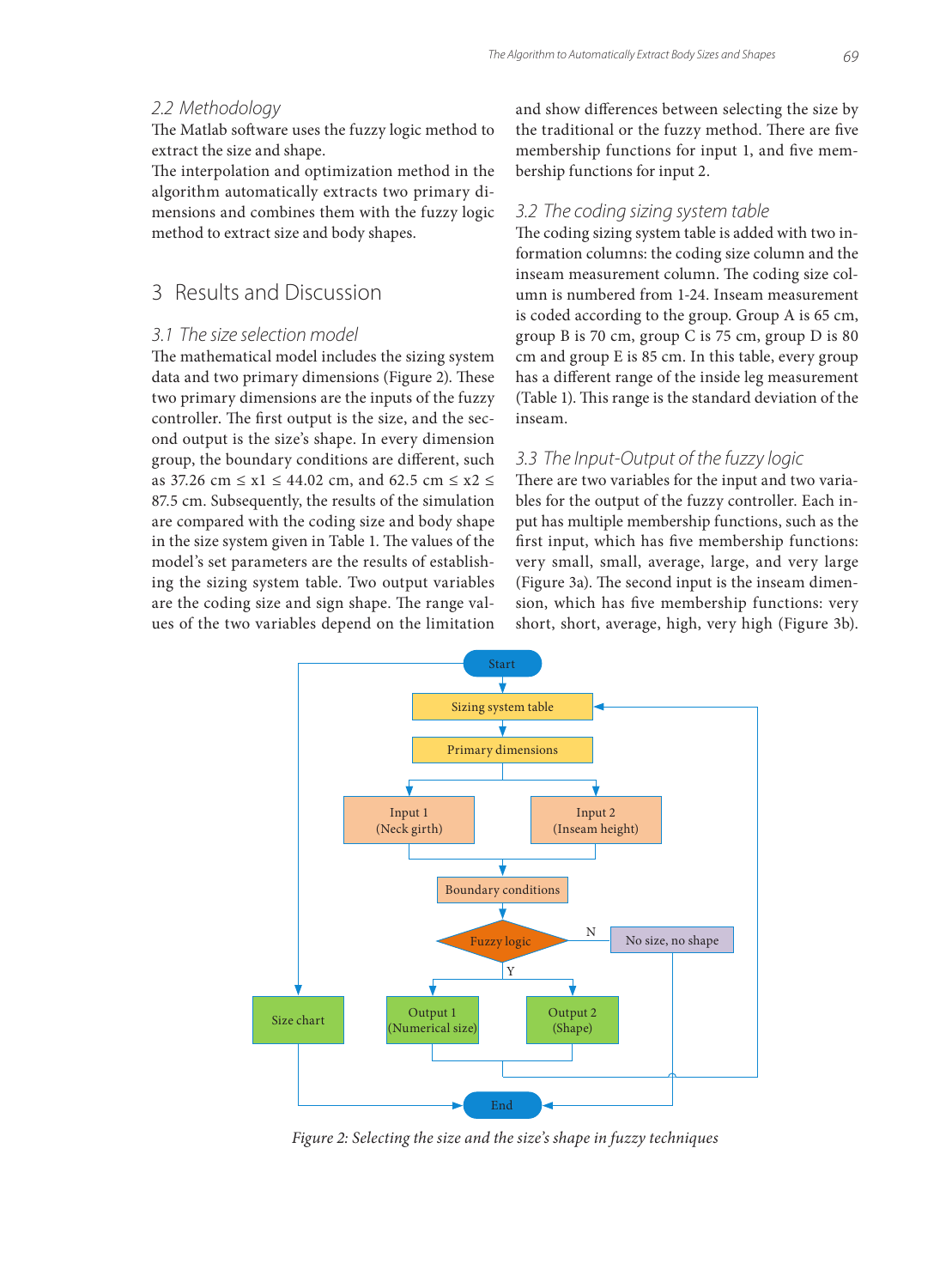### 2.2 Methodology

The Matlab software uses the fuzzy logic method to extract the size and shape.

The interpolation and optimization method in the algorithm automatically extracts two primary dimensions and combines them with the fuzzy logic method to extract size and body shapes.

## 3 Results and Discussion

### 3.1 The size selection model

The mathematical model includes the sizing system data and two primary dimensions (Figure 2). These two primary dimensions are the inputs of the fuzzy controller. The first output is the size, and the second output is the size's shape. In every dimension group, the boundary conditions are different, such as 37.26 cm ≤ x1 ≤ 44.02 cm, and 62.5 cm ≤ x2 ≤ 87.5 cm. Subsequently, the results of the simulation are compared with the coding size and body shape in the size system given in Table 1. The values of the model's set parameters are the results of establishing the sizing system table. Two output variables are the coding size and sign shape. The range values of the two variables depend on the limitation and show differences between selecting the size by the traditional or the fuzzy method. There are five membership functions for input 1, and five membership functions for input 2.

### 3.2 The coding sizing system table

The coding sizing system table is added with two information columns: the coding size column and the inseam measurement column. The coding size column is numbered from 1-24. Inseam measurement is coded according to the group. Group A is 65 cm, group B is 70 cm, group C is 75 cm, group D is 80 cm and group E is 85 cm. In this table, every group has a different range of the inside leg measurement (Table 1). This range is the standard deviation of the inseam.

### 3.3 The Input-Output of the fuzzy logic

There are two variables for the input and two variables for the output of the fuzzy controller. Each input has multiple membership functions, such as the first input, which has five membership functions: very small, small, average, large, and very large (Figure 3a). The second input is the inseam dimension, which has five membership functions: very short, short, average, high, very high (Figure 3b).

*Figure 2: Selecting the size and the size's shape in fuzzy techniques*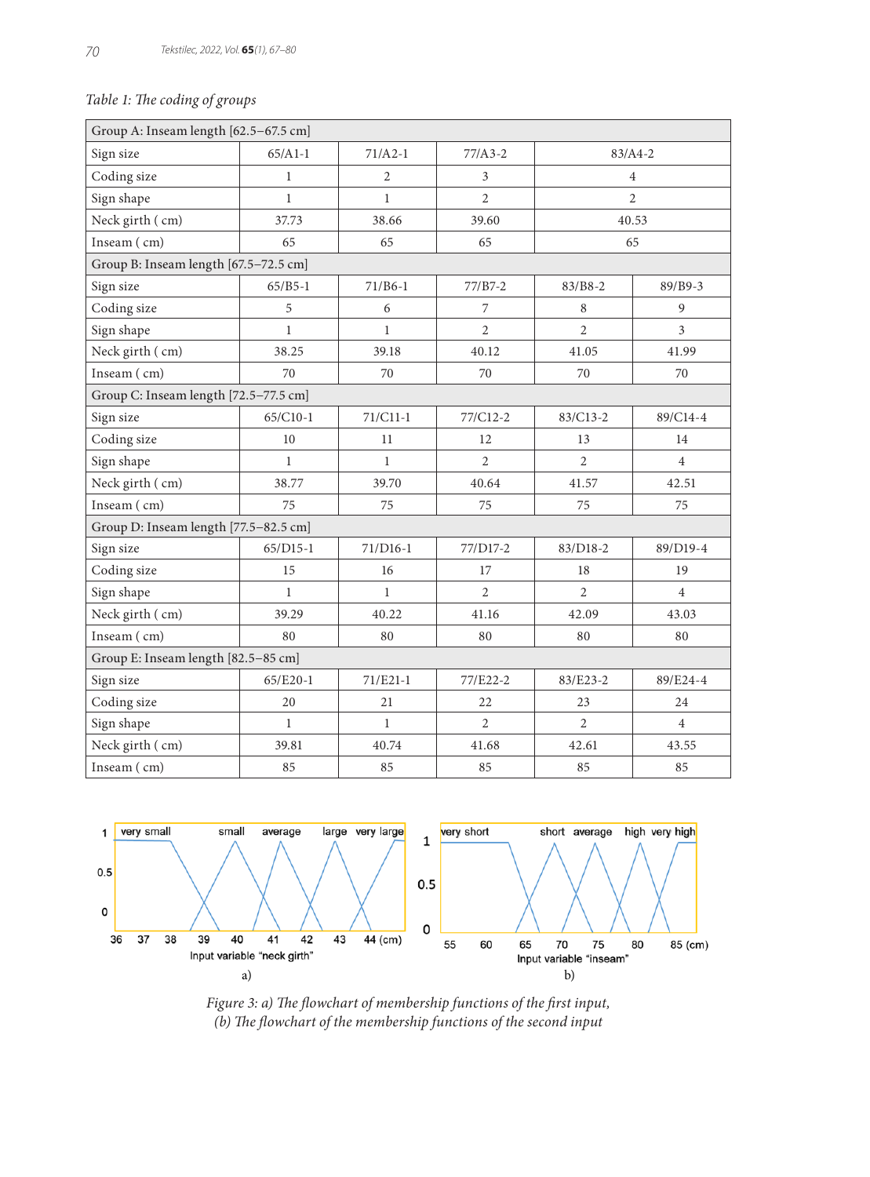Table 1: The coding of groups

| Group A: Inseam length [62.5–67.5 cm] | | | | | |
|---|---|---|---|---|---|
| Sign size | 65/A1-1 | 71/A2-1 | 77/A3-2 | 83/A4-2 | |
| Coding size | 1 | 2 | 3 | 4 | |
| Sign shape | 1 | 1 | 2 | 2 | |
| Neck girth ( cm) | 37.73 | 38.66 | 39.60 | 40.53 | |
| Inseam ( cm) | 65 | 65 | 65 | 65 | |
| **Group B: Inseam length [67.5–72.5 cm]** | | | | | |
| Sign size | 65/B5-1 | 71/B6-1 | 77/B7-2 | 83/B8-2 | 89/B9-3 |
| Coding size | 5 | 6 | 7 | 8 | 9 |
| Sign shape | 1 | 1 | 2 | 2 | 3 |
| Neck girth ( cm) | 38.25 | 39.18 | 40.12 | 41.05 | 41.99 |
| Inseam ( cm) | 70 | 70 | 70 | 70 | 70 |
| **Group C: Inseam length [72.5–77.5 cm]** | | | | | |
| Sign size | 65/C10-1 | 71/C11-1 | 77/C12-2 | 83/C13-2 | 89/C14-4 |
| Coding size | 10 | 11 | 12 | 13 | 14 |
| Sign shape | 1 | 1 | 2 | 2 | 4 |
| Neck girth ( cm) | 38.77 | 39.70 | 40.64 | 41.57 | 42.51 |
| Inseam ( cm) | 75 | 75 | 75 | 75 | 75 |
| **Group D: Inseam length [77.5–82.5 cm]** | | | | | |
| Sign size | 65/D15-1 | 71/D16-1 | 77/D17-2 | 83/D18-2 | 89/D19-4 |
| Coding size | 15 | 16 | 17 | 18 | 19 |
| Sign shape | 1 | 1 | 2 | 2 | 4 |
| Neck girth ( cm) | 39.29 | 40.22 | 41.16 | 42.09 | 43.03 |
| Inseam ( cm) | 80 | 80 | 80 | 80 | 80 |
| **Group E: Inseam length [82.5–85 cm]** | | | | | |
| Sign size | 65/E20-1 | 71/E21-1 | 77/E22-2 | 83/E23-2 | 89/E24-4 |
| Coding size | 20 | 21 | 22 | 23 | 24 |
| Sign shape | 1 | 1 | 2 | 2 | 4 |
| Neck girth ( cm) | 39.81 | 40.74 | 41.68 | 42.61 | 43.55 |
| Inseam ( cm) | 85 | 85 | 85 | 85 | 85 |

Figure 3: a) The flowchart of membership functions of the first input, (b) The flowchart of the membership functions of the second input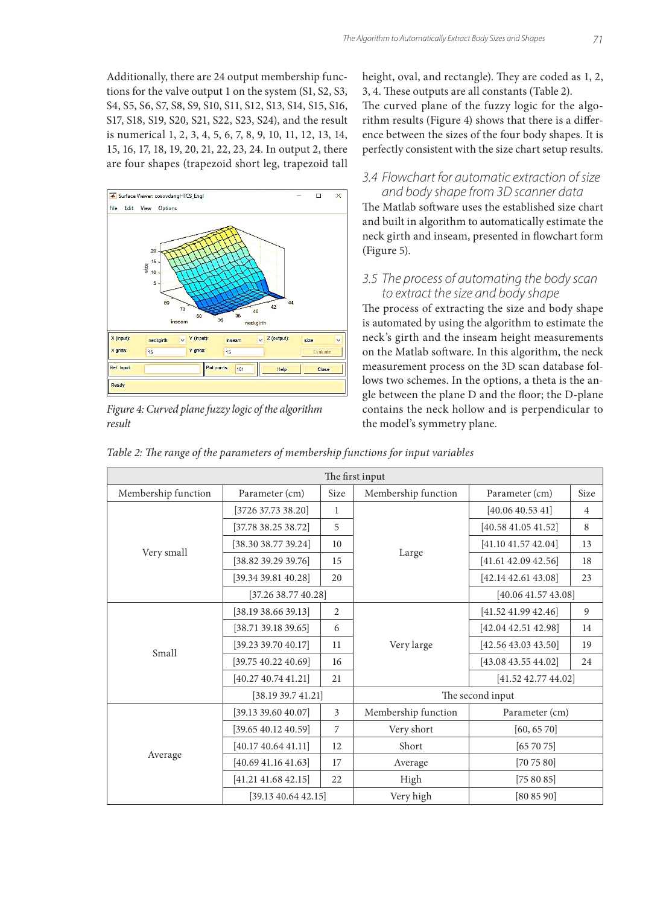Additionally, there are 24 output membership functions for the valve output 1 on the system (S1, S2, S3, S4, S5, S6, S7, S8, S9, S10, S11, S12, S13, S14, S15, S16, S17, S18, S19, S20, S21, S22, S23, S24), and the result is numerical 1, 2, 3, 4, 5, 6, 7, 8, 9, 10, 11, 12, 13, 14, 15, 16, 17, 18, 19, 20, 21, 22, 23, 24. In output 2, there are four shapes (trapezoid short leg, trapezoid tall height, oval, and rectangle). They are coded as 1, 2, 3, 4. These outputs are all constants (Table 2).

*Figure 4: Curved plane fuzzy logic of the algorithm result*

The curved plane of the fuzzy logic for the algorithm results (Figure 4) shows that there is a difference between the sizes of the four body shapes. It is perfectly consistent with the size chart setup results.

### *3.4 Flowchart for automatic extraction of size and body shape from 3D scanner data*

The Matlab software uses the established size chart and built in algorithm to automatically estimate the neck girth and inseam, presented in flowchart form (Figure 5).

### *3.5 The process of automating the body scan to extract the size and body shape*

The process of extracting the size and body shape is automated by using the algorithm to estimate the neck's girth and the inseam height measurements on the Matlab software. In this algorithm, the neck measurement process on the 3D scan database follows two schemes. In the options, a theta is the angle between the plane D and the floor; the D-plane contains the neck hollow and is perpendicular to the model's symmetry plane.

*Table 2: The range of the parameters of membership functions for input variables*

| The first input | | | | | |
|---|---|---|---|---|---|
| Membership function | Parameter (cm) | Size | Membership function | Parameter (cm) | Size |
| Very small | [3726 37.73 38.20] | 1 | Large | [40.06 40.53 41] | 4 |
| | [37.78 38.25 38.72] | 5 | | [40.58 41.05 41.52] | 8 |
| | [38.30 38.77 39.24] | 10 | | [41.10 41.57 42.04] | 13 |
| | [38.82 39.29 39.76] | 15 | | [41.61 42.09 42.56] | 18 |
| | [39.34 39.81 40.28] | 20 | | [42.14 42.61 43.08] | 23 |
| | [37.26 38.77 40.28] | | | [40.06 41.57 43.08] | |
| Small | [38.19 38.66 39.13] | 2 | Very large | [41.52 41.99 42.46] | 9 |
| | [38.71 39.18 39.65] | 6 | | [42.04 42.51 42.98] | 14 |
| | [39.23 39.70 40.17] | 11 | | [42.56 43.03 43.50] | 19 |
| | [39.75 40.22 40.69] | 16 | | [43.08 43.55 44.02] | 24 |
| | [40.27 40.74 41.21] | 21 | | [41.52 42.77 44.02] | |
| | [38.19 39.7 41.21] | | The second input | | |
| Average | [39.13 39.60 40.07] | 3 | Membership function | Parameter (cm) | |
| | [39.65 40.12 40.59] | 7 | Very short | [60, 65 70] | |
| | [40.17 40.64 41.11] | 12 | Short | [65 70 75] | |
| | [40.69 41.16 41.63] | 17 | Average | [70 75 80] | |
| | [41.21 41.68 42.15] | 22 | High | [75 80 85] | |
| | [39.13 40.64 42.15] | | Very high | [80 85 90] | |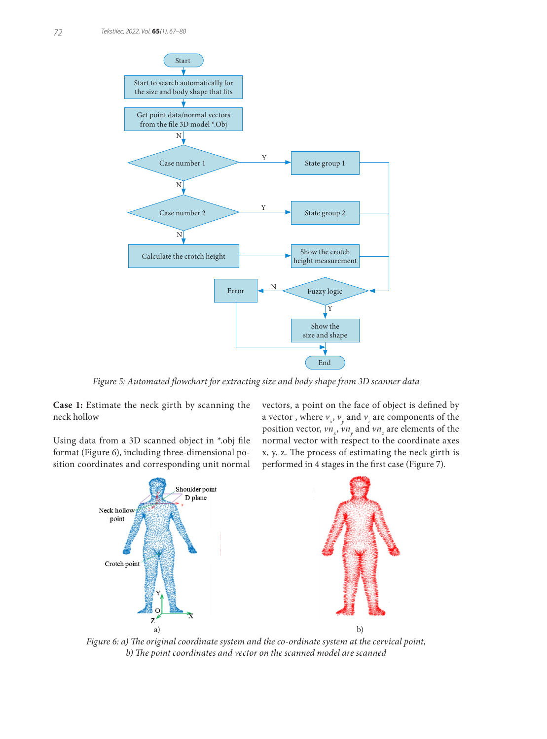Figure 5: Automated flowchart for extracting size and body shape from 3D scanner data

**Case 1:** Estimate the neck girth by scanning the neck hollow

Using data from a 3D scanned object in *.obj file format (Figure 6), including three-dimensional position coordinates and corresponding unit normal vectors, a point on the face of object is defined by a vector , where $v_x$, $v_y$ and $v_z$ are components of the position vector, $vn_x$, $vn_y$ and $vn_z$ are elements of the normal vector with respect to the coordinate axes x, y, z. The process of estimating the neck girth is performed in 4 stages in the first case (Figure 7).

Figure 6: a) The original coordinate system and the co-ordinate system at the cervical point, b) The point coordinates and vector on the scanned model are scanned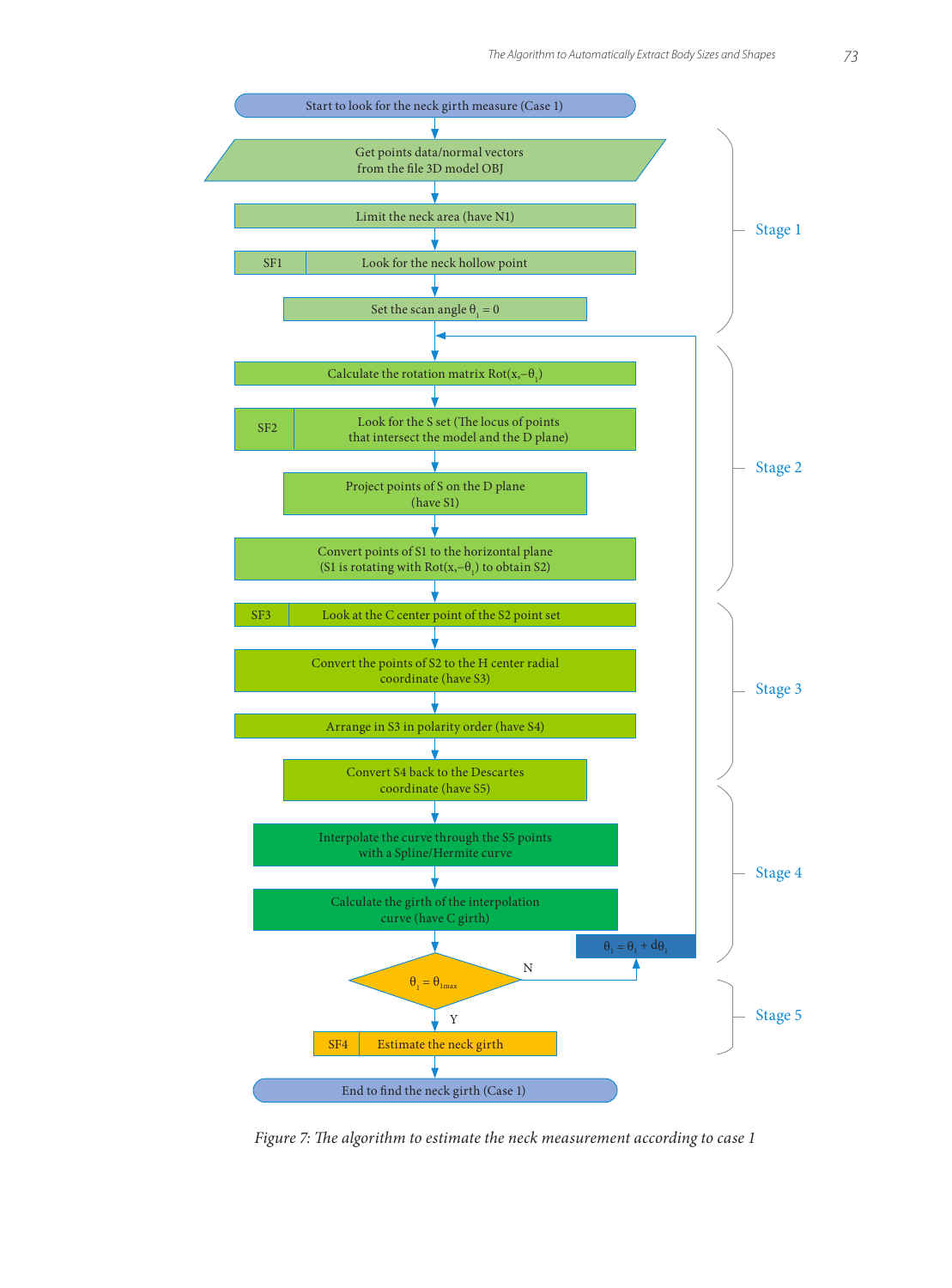Start to look for the neck girth measure (Case 1)

**Stage 1**

- Get points data/normal vectors from the file 3D model OBJ
- Limit the neck area (have N1)
- SF1 — Look for the neck hollow point
- Set the scan angle $\theta_i = 0$

**Stage 2**

- Calculate the rotation matrix $Rot(x, -\theta_i)$
- SF2 — Look for the S set (The locus of points that intersect the model and the D plane)
- Project points of S on the D plane (have S1)
- Convert points of S1 to the horizontal plane (S1 is rotating with $Rot(x, -\theta_i)$ to obtain S2)

**Stage 3**

- SF3 — Look at the C center point of the S2 point set
- Convert the points of S2 to the H center radial coordinate (have S3)
- Arrange in S3 in polarity order (have S4)
- Convert S4 back to the Descartes coordinate (have S5)

**Stage 4**

- Interpolate the curve through the S5 points with a Spline/Hermite curve
- Calculate the girth of the interpolation curve (have C girth)
- $\theta_i = \theta_{imax}$? — N: $\theta_i = \theta_i + d\theta_i$ (return to Calculate the rotation matrix); Y: continue

**Stage 5**

- SF4 — Estimate the neck girth

End to find the neck girth (Case 1)

*Figure 7: The algorithm to estimate the neck measurement according to case 1*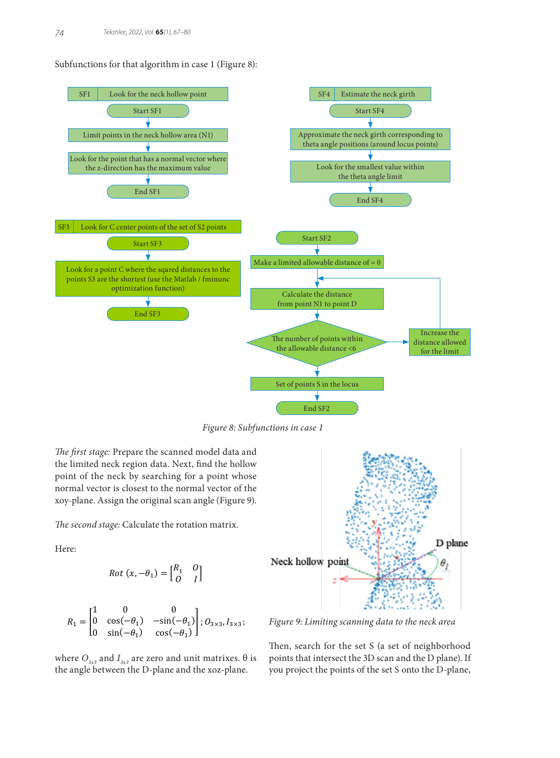Subfunctions for that algorithm in case 1 (Figure 8):

SF1 — Look for the neck hollow point
- Start SF1
- Limit points in the neck hollow area (N1)
- Look for the point that has a normal vector where the z-direction has the maximum value
- End SF1

SF4 — Estimate the neck girth
- Start SF4
- Approximate the neck girth corresponding to theta angle positions (around locus points)
- Look for the smallest value within the theta angle limit
- End SF4

SF3 — Look for C center points of the set of S2 points
- Start SF3
- Look for a point C where the sqared distances to the points S3 are the shortest (use the Matlab / fminunc optimization function)
- End SF3

SF2
- Start SF2
- Make a limited allowable distance of = 0
- Calculate the distance from point N1 to point D
- The number of points within the allowable distance <6 → Increase the distance allowed for the limit
- Set of points S in the locus
- End SF2

*Figure 8: Subfunctions in case 1*

*The first stage:* Prepare the scanned model data and the limited neck region data. Next, find the hollow point of the neck by searching for a point whose normal vector is closest to the normal vector of the xoy-plane. Assign the original scan angle (Figure 9).

*The second stage:* Calculate the rotation matrix.

Here:

$$Rot\ (x, -\theta_1) = \begin{bmatrix} R_1 & O \\ O & I \end{bmatrix}$$

$$R_1 = \begin{bmatrix} 1 & 0 & 0 \\ 0 & \cos(-\theta_1) & -\sin(-\theta_1) \\ 0 & \sin(-\theta_1) & \cos(-\theta_1) \end{bmatrix}; O_{3\times3}, I_{3\times3};$$

where $O_{3x3}$ and $I_{3x3}$ are zero and unit matrixes. θ is the angle between the D-plane and the xoz-plane.

*Figure 9: Limiting scanning data to the neck area*

Then, search for the set S (a set of neighborhood points that intersect the 3D scan and the D plane). If you project the points of the set S onto the D-plane,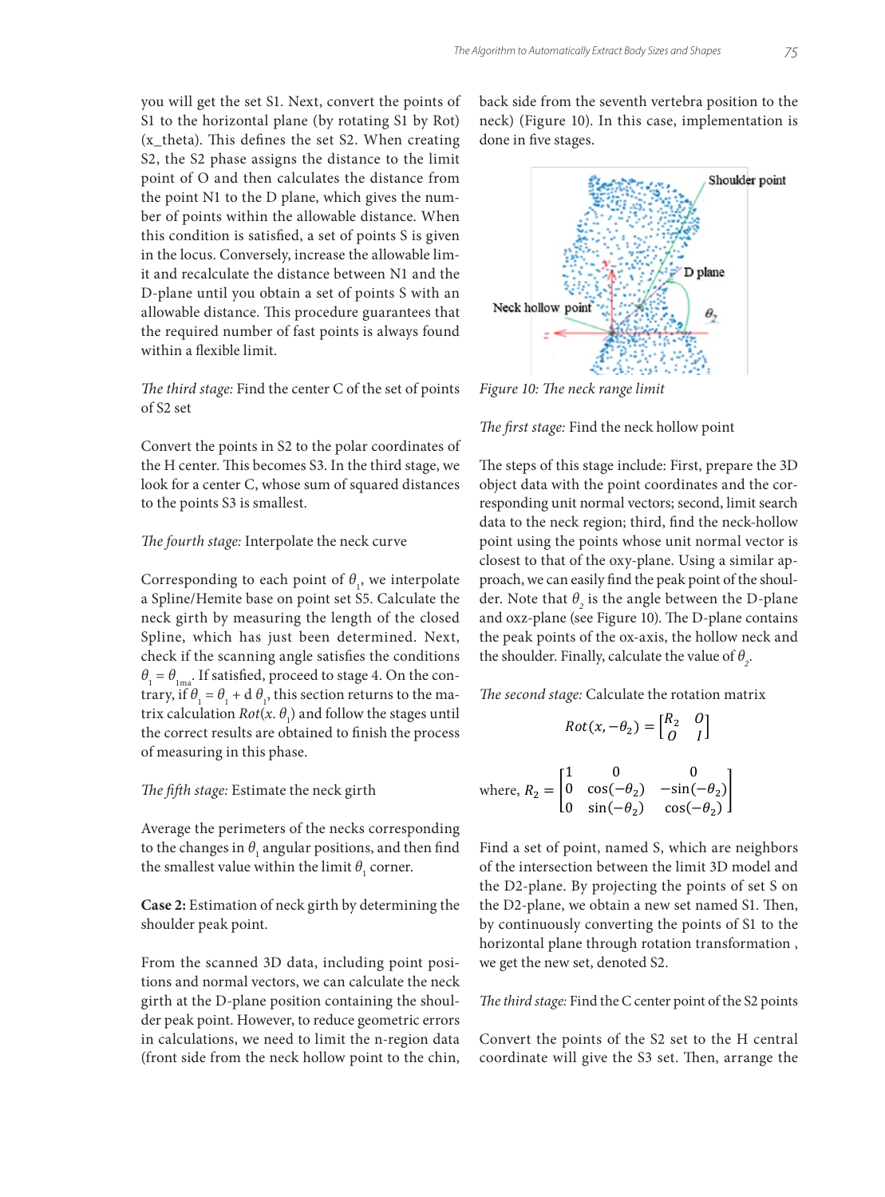you will get the set S1. Next, convert the points of S1 to the horizontal plane (by rotating S1 by Rot)(x_theta). This defines the set S2. When creating S2, the S2 phase assigns the distance to the limit point of O and then calculates the distance from the point N1 to the D plane, which gives the number of points within the allowable distance. When this condition is satisfied, a set of points S is given in the locus. Conversely, increase the allowable limit and recalculate the distance between N1 and the D-plane until you obtain a set of points S with an allowable distance. This procedure guarantees that the required number of fast points is always found within a flexible limit.

*The third stage:* Find the center C of the set of points of S2 set

Convert the points in S2 to the polar coordinates of the H center. This becomes S3. In the third stage, we look for a center C, whose sum of squared distances to the points S3 is smallest.

*The fourth stage:* Interpolate the neck curve

Corresponding to each point of $\theta_1$, we interpolate a Spline/Hemite base on point set S5. Calculate the neck girth by measuring the length of the closed Spline, which has just been determined. Next, check if the scanning angle satisfies the conditions $\theta_1 = \theta_{1ma}$. If satisfied, proceed to stage 4. On the contrary, if $\theta_1 = \theta_1 + d\,\theta_1$, this section returns to the matrix calculation $Rot(x.\,\theta_1)$ and follow the stages until the correct results are obtained to finish the process of measuring in this phase.

*The fifth stage:* Estimate the neck girth

Average the perimeters of the necks corresponding to the changes in $\theta_1$ angular positions, and then find the smallest value within the limit $\theta_1$ corner.

**Case 2:** Estimation of neck girth by determining the shoulder peak point.

From the scanned 3D data, including point positions and normal vectors, we can calculate the neck girth at the D-plane position containing the shoulder peak point. However, to reduce geometric errors in calculations, we need to limit the n-region data (front side from the neck hollow point to the chin, back side from the seventh vertebra position to the neck) (Figure 10). In this case, implementation is done in five stages.

*Figure 10: The neck range limit*

*The first stage:* Find the neck hollow point

The steps of this stage include: First, prepare the 3D object data with the point coordinates and the corresponding unit normal vectors; second, limit search data to the neck region; third, find the neck-hollow point using the points whose unit normal vector is closest to that of the oxy-plane. Using a similar approach, we can easily find the peak point of the shoulder. Note that $\theta_2$ is the angle between the D-plane and oxz-plane (see Figure 10). The D-plane contains the peak points of the ox-axis, the hollow neck and the shoulder. Finally, calculate the value of $\theta_2$.

*The second stage:* Calculate the rotation matrix

$$Rot(x, -\theta_2) = \begin{bmatrix} R_2 & O \\ O & I \end{bmatrix}$$

$$\text{where, } R_2 = \begin{bmatrix} 1 & 0 & 0 \\ 0 & \cos(-\theta_2) & -\sin(-\theta_2) \\ 0 & \sin(-\theta_2) & \cos(-\theta_2) \end{bmatrix}$$

Find a set of point, named S, which are neighbors of the intersection between the limit 3D model and the D2-plane. By projecting the points of set S on the D2-plane, we obtain a new set named S1. Then, by continuously converting the points of S1 to the horizontal plane through rotation transformation , we get the new set, denoted S2.

*The third stage:* Find the C center point of the S2 points

Convert the points of the S2 set to the H central coordinate will give the S3 set. Then, arrange the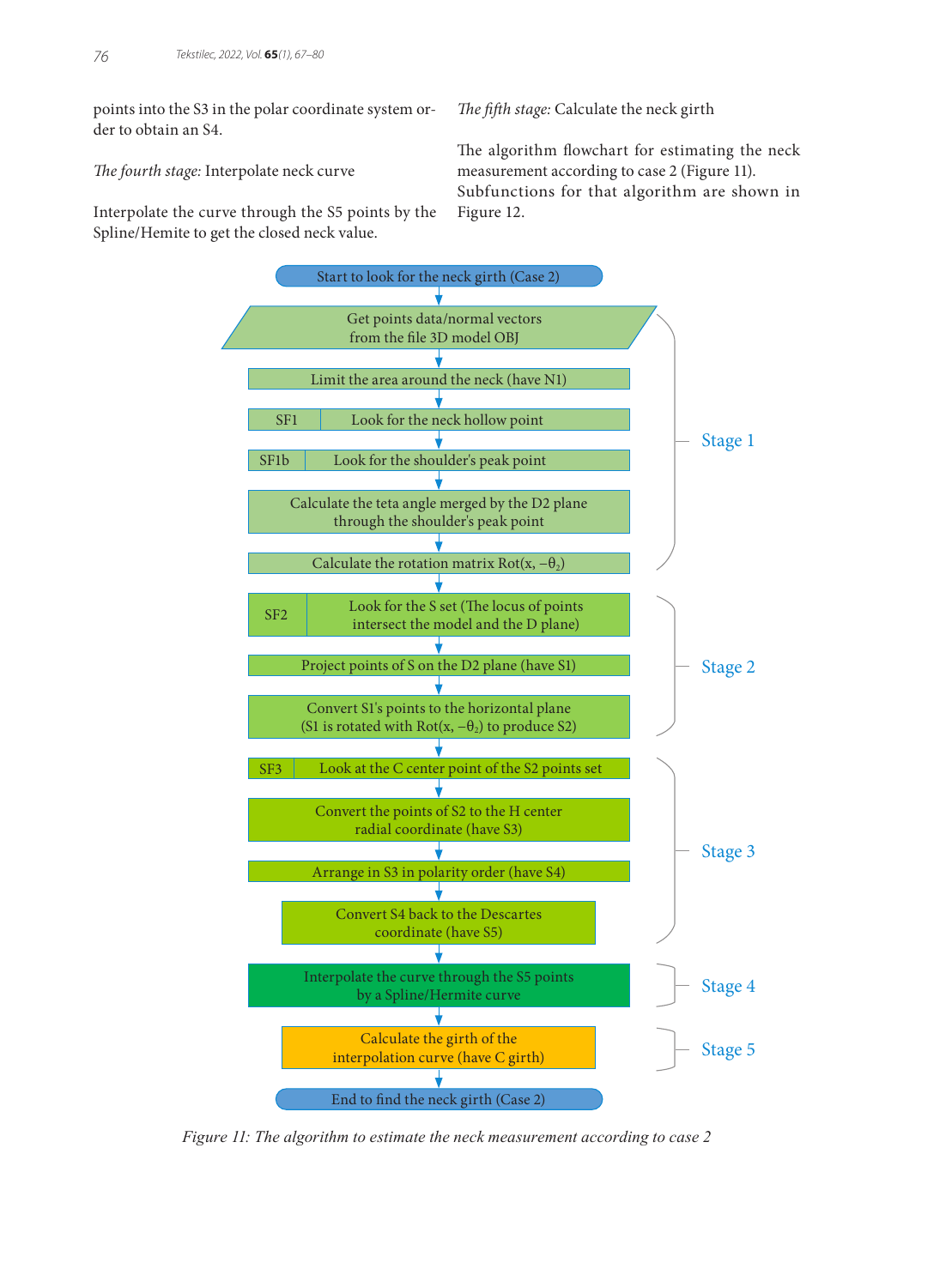points into the S3 in the polar coordinate system order to obtain an S4.

*The fourth stage:* Interpolate neck curve

Interpolate the curve through the S5 points by the Spline/Hemite to get the closed neck value.

*The fifth stage:* Calculate the neck girth

The algorithm flowchart for estimating the neck measurement according to case 2 (Figure 11). Subfunctions for that algorithm are shown in Figure 12.

Start to look for the neck girth (Case 2)

**Stage 1**

- Get points data/normal vectors from the file 3D model OBJ
- Limit the area around the neck (have N1)
- SF1 — Look for the neck hollow point
- SF1b — Look for the shoulder's peak point
- Calculate the teta angle merged by the D2 plane through the shoulder's peak point
- Calculate the rotation matrix Rot(x, $-\theta_2$)

**Stage 2**

- SF2 — Look for the S set (The locus of points intersect the model and the D plane)
- Project points of S on the D2 plane (have S1)
- Convert S1's points to the horizontal plane (S1 is rotated with Rot(x, $-\theta_2$) to produce S2)

**Stage 3**

- SF3 — Look at the C center point of the S2 points set
- Convert the points of S2 to the H center radial coordinate (have S3)
- Arrange in S3 in polarity order (have S4)
- Convert S4 back to the Descartes coordinate (have S5)

**Stage 4**

- Interpolate the curve through the S5 points by a Spline/Hermite curve

**Stage 5**

- Calculate the girth of the interpolation curve (have C girth)

End to find the neck girth (Case 2)

*Figure 11: The algorithm to estimate the neck measurement according to case 2*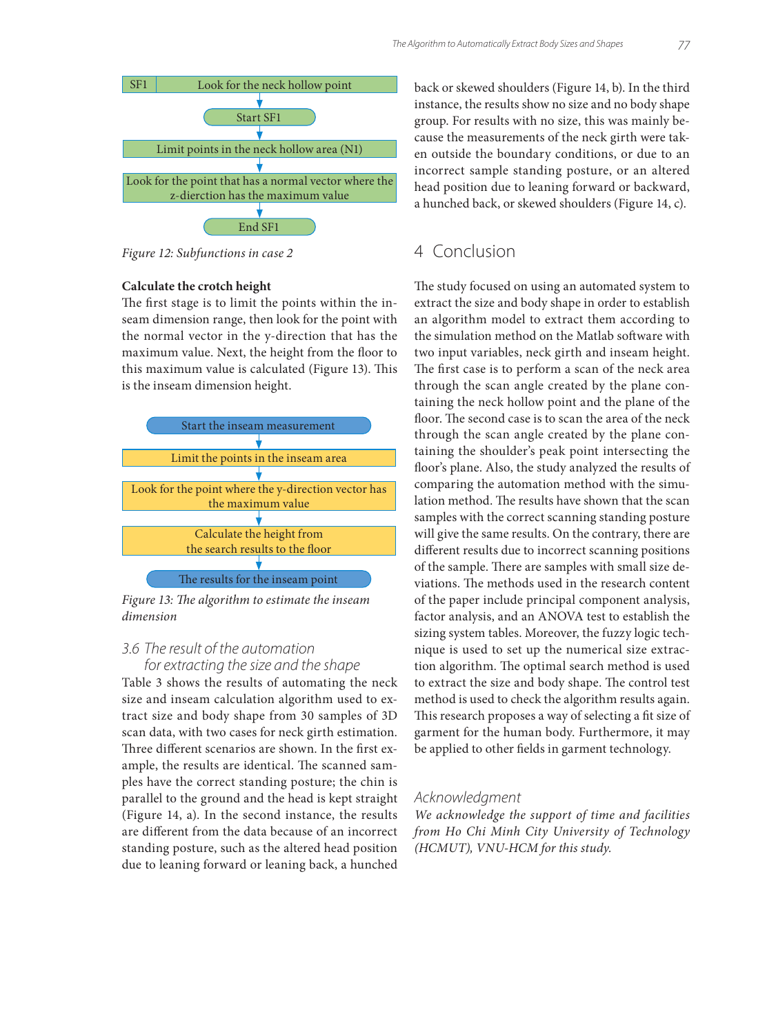SF1 | Look for the neck hollow point

Start SF1

Limit points in the neck hollow area (N1)

Look for the point that has a normal vector where the z-dierction has the maximum value

End SF1

*Figure 12: Subfunctions in case 2*

**Calculate the crotch height**

The first stage is to limit the points within the inseam dimension range, then look for the point with the normal vector in the y-direction that has the maximum value. Next, the height from the floor to this maximum value is calculated (Figure 13). This is the inseam dimension height.

Start the inseam measurement

Limit the points in the inseam area

Look for the point where the y-direction vector has the maximum value

Calculate the height from the search results to the floor

The results for the inseam point

*Figure 13: The algorithm to estimate the inseam dimension*

### 3.6 The result of the automation for extracting the size and the shape

Table 3 shows the results of automating the neck size and inseam calculation algorithm used to extract size and body shape from 30 samples of 3D scan data, with two cases for neck girth estimation. Three different scenarios are shown. In the first example, the results are identical. The scanned samples have the correct standing posture; the chin is parallel to the ground and the head is kept straight (Figure 14, a). In the second instance, the results are different from the data because of an incorrect standing posture, such as the altered head position due to leaning forward or leaning back, a hunched back or skewed shoulders (Figure 14, b). In the third instance, the results show no size and no body shape group. For results with no size, this was mainly because the measurements of the neck girth were taken outside the boundary conditions, or due to an incorrect sample standing posture, or an altered head position due to leaning forward or backward, a hunched back, or skewed shoulders (Figure 14, c).

## 4 Conclusion

The study focused on using an automated system to extract the size and body shape in order to establish an algorithm model to extract them according to the simulation method on the Matlab software with two input variables, neck girth and inseam height. The first case is to perform a scan of the neck area through the scan angle created by the plane containing the neck hollow point and the plane of the floor. The second case is to scan the area of the neck through the scan angle created by the plane containing the shoulder's peak point intersecting the floor's plane. Also, the study analyzed the results of comparing the automation method with the simulation method. The results have shown that the scan samples with the correct scanning standing posture will give the same results. On the contrary, there are different results due to incorrect scanning positions of the sample. There are samples with small size deviations. The methods used in the research content of the paper include principal component analysis, factor analysis, and an ANOVA test to establish the sizing system tables. Moreover, the fuzzy logic technique is used to set up the numerical size extraction algorithm. The optimal search method is used to extract the size and body shape. The control test method is used to check the algorithm results again. This research proposes a way of selecting a fit size of garment for the human body. Furthermore, it may be applied to other fields in garment technology.

## Acknowledgment

*We acknowledge the support of time and facilities from Ho Chi Minh City University of Technology (HCMUT), VNU-HCM for this study.*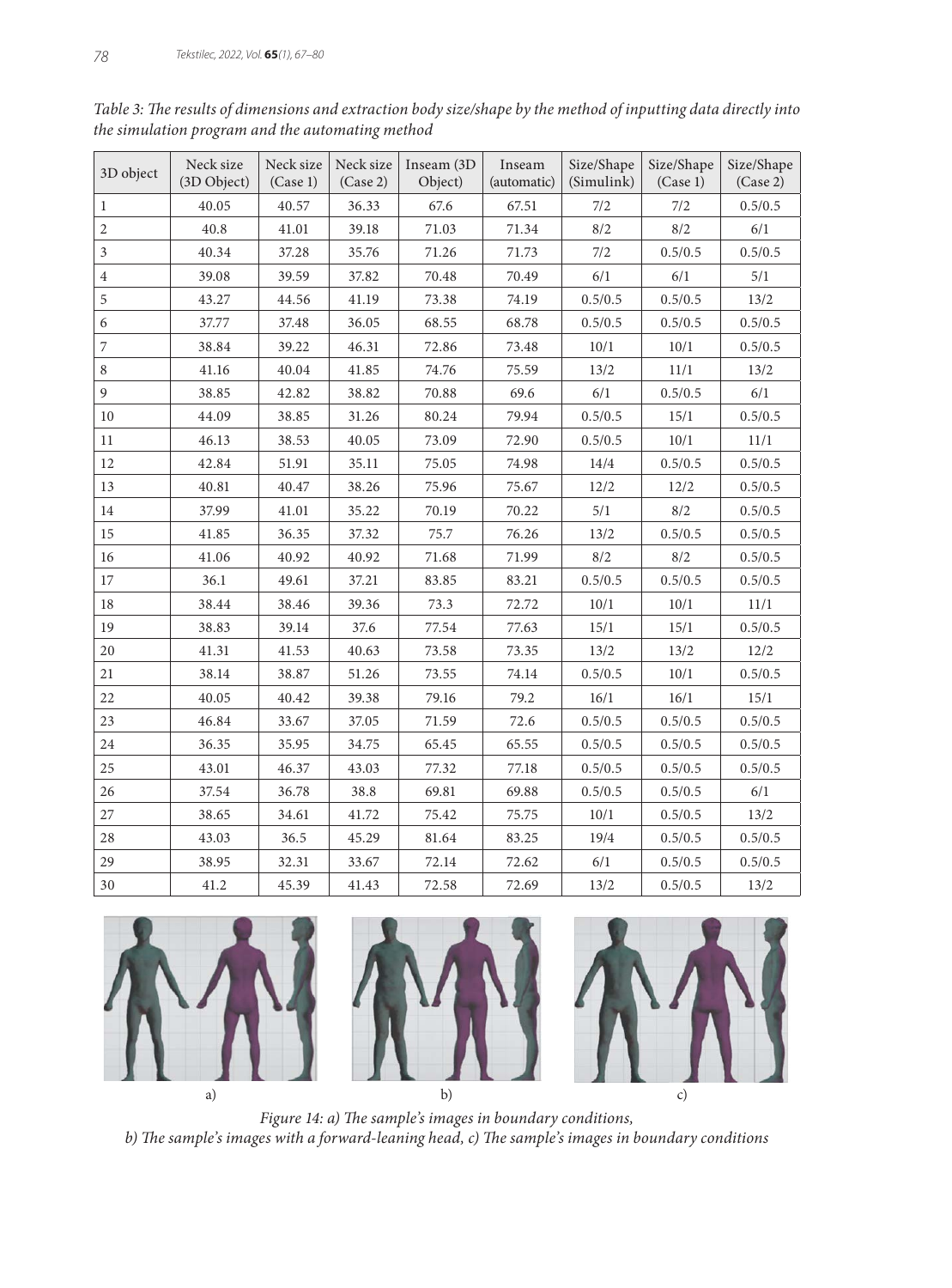*Table 3: The results of dimensions and extraction body size/shape by the method of inputting data directly into the simulation program and the automating method*

| 3D object | Neck size (3D Object) | Neck size (Case 1) | Neck size (Case 2) | Inseam (3D Object) | Inseam (automatic) | Size/Shape (Simulink) | Size/Shape (Case 1) | Size/Shape (Case 2) |
|---|---|---|---|---|---|---|---|---|
| 1 | 40.05 | 40.57 | 36.33 | 67.6 | 67.51 | 7/2 | 7/2 | 0.5/0.5 |
| 2 | 40.8 | 41.01 | 39.18 | 71.03 | 71.34 | 8/2 | 8/2 | 6/1 |
| 3 | 40.34 | 37.28 | 35.76 | 71.26 | 71.73 | 7/2 | 0.5/0.5 | 0.5/0.5 |
| 4 | 39.08 | 39.59 | 37.82 | 70.48 | 70.49 | 6/1 | 6/1 | 5/1 |
| 5 | 43.27 | 44.56 | 41.19 | 73.38 | 74.19 | 0.5/0.5 | 0.5/0.5 | 13/2 |
| 6 | 37.77 | 37.48 | 36.05 | 68.55 | 68.78 | 0.5/0.5 | 0.5/0.5 | 0.5/0.5 |
| 7 | 38.84 | 39.22 | 46.31 | 72.86 | 73.48 | 10/1 | 10/1 | 0.5/0.5 |
| 8 | 41.16 | 40.04 | 41.85 | 74.76 | 75.59 | 13/2 | 11/1 | 13/2 |
| 9 | 38.85 | 42.82 | 38.82 | 70.88 | 69.6 | 6/1 | 0.5/0.5 | 6/1 |
| 10 | 44.09 | 38.85 | 31.26 | 80.24 | 79.94 | 0.5/0.5 | 15/1 | 0.5/0.5 |
| 11 | 46.13 | 38.53 | 40.05 | 73.09 | 72.90 | 0.5/0.5 | 10/1 | 11/1 |
| 12 | 42.84 | 51.91 | 35.11 | 75.05 | 74.98 | 14/4 | 0.5/0.5 | 0.5/0.5 |
| 13 | 40.81 | 40.47 | 38.26 | 75.96 | 75.67 | 12/2 | 12/2 | 0.5/0.5 |
| 14 | 37.99 | 41.01 | 35.22 | 70.19 | 70.22 | 5/1 | 8/2 | 0.5/0.5 |
| 15 | 41.85 | 36.35 | 37.32 | 75.7 | 76.26 | 13/2 | 0.5/0.5 | 0.5/0.5 |
| 16 | 41.06 | 40.92 | 40.92 | 71.68 | 71.99 | 8/2 | 8/2 | 0.5/0.5 |
| 17 | 36.1 | 49.61 | 37.21 | 83.85 | 83.21 | 0.5/0.5 | 0.5/0.5 | 0.5/0.5 |
| 18 | 38.44 | 38.46 | 39.36 | 73.3 | 72.72 | 10/1 | 10/1 | 11/1 |
| 19 | 38.83 | 39.14 | 37.6 | 77.54 | 77.63 | 15/1 | 15/1 | 0.5/0.5 |
| 20 | 41.31 | 41.53 | 40.63 | 73.58 | 73.35 | 13/2 | 13/2 | 12/2 |
| 21 | 38.14 | 38.87 | 51.26 | 73.55 | 74.14 | 0.5/0.5 | 10/1 | 0.5/0.5 |
| 22 | 40.05 | 40.42 | 39.38 | 79.16 | 79.2 | 16/1 | 16/1 | 15/1 |
| 23 | 46.84 | 33.67 | 37.05 | 71.59 | 72.6 | 0.5/0.5 | 0.5/0.5 | 0.5/0.5 |
| 24 | 36.35 | 35.95 | 34.75 | 65.45 | 65.55 | 0.5/0.5 | 0.5/0.5 | 0.5/0.5 |
| 25 | 43.01 | 46.37 | 43.03 | 77.32 | 77.18 | 0.5/0.5 | 0.5/0.5 | 0.5/0.5 |
| 26 | 37.54 | 36.78 | 38.8 | 69.81 | 69.88 | 0.5/0.5 | 0.5/0.5 | 6/1 |
| 27 | 38.65 | 34.61 | 41.72 | 75.42 | 75.75 | 10/1 | 0.5/0.5 | 13/2 |
| 28 | 43.03 | 36.5 | 45.29 | 81.64 | 83.25 | 19/4 | 0.5/0.5 | 0.5/0.5 |
| 29 | 38.95 | 32.31 | 33.67 | 72.14 | 72.62 | 6/1 | 0.5/0.5 | 0.5/0.5 |
| 30 | 41.2 | 45.39 | 41.43 | 72.58 | 72.69 | 13/2 | 0.5/0.5 | 13/2 |

a) b) c)

*Figure 14: a) The sample's images in boundary conditions, b) The sample's images with a forward-leaning head, c) The sample's images in boundary conditions*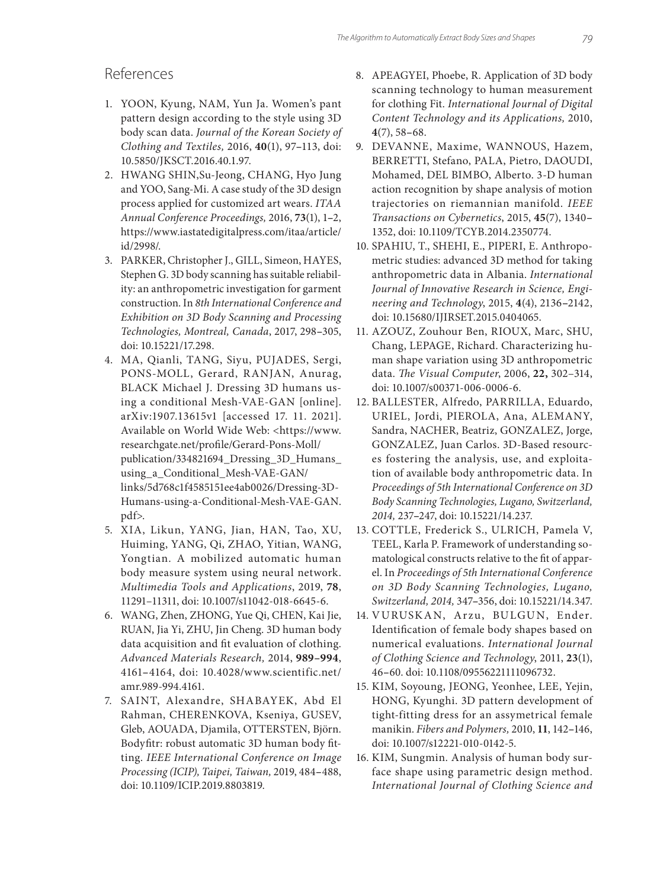## References

1. YOON, Kyung, NAM, Yun Ja. Women's pant pattern design according to the style using 3D body scan data. *Journal of the Korean Society of Clothing and Textiles,* 2016, **40**(1), 97–113, doi: 10.5850/JKSCT.2016.40.1.97.
2. HWANG SHIN,Su-Jeong, CHANG, Hyo Jung and YOO, Sang-Mi. A case study of the 3D design process applied for customized art wears. *ITAA Annual Conference Proceedings,* 2016, **73**(1), 1–2, https://www.iastatedigitalpress.com/itaa/article/id/2998/.
3. PARKER, Christopher J., GILL, Simeon, HAYES, Stephen G. 3D body scanning has suitable reliability: an anthropometric investigation for garment construction. In *8th International Conference and Exhibition on 3D Body Scanning and Processing Technologies, Montreal, Canada*, 2017, 298–305, doi: 10.15221/17.298.
4. MA, Qianli, TANG, Siyu, PUJADES, Sergi, PONS-MOLL, Gerard, RANJAN, Anurag, BLACK Michael J. Dressing 3D humans using a conditional Mesh-VAE-GAN [online]. arXiv:1907.13615v1 [accessed 17. 11. 2021]. Available on World Wide Web: <https://www.researchgate.net/profile/Gerard-Pons-Moll/publication/334821694_Dressing_3D_Humans_using_a_Conditional_Mesh-VAE-GAN/links/5d768c1f4585151ee4ab0026/Dressing-3D-Humans-using-a-Conditional-Mesh-VAE-GAN.pdf>.
5. XIA, Likun, YANG, Jian, HAN, Tao, XU, Huiming, YANG, Qi, ZHAO, Yitian, WANG, Yongtian. A mobilized automatic human body measure system using neural network. *Multimedia Tools and Applications*, 2019, **78**, 11291–11311, doi: 10.1007/s11042-018-6645-6.
6. WANG, Zhen, ZHONG, Yue Qi, CHEN, Kai Jie, RUAN, Jia Yi, ZHU, Jin Cheng. 3D human body data acquisition and fit evaluation of clothing. *Advanced Materials Research,* 2014, **989–994**, 4161–4164, doi: 10.4028/www.scientific.net/amr.989-994.4161.
7. SAINT, Alexandre, SHABAYEK, Abd El Rahman, CHERENKOVA, Kseniya, GUSEV, Gleb, AOUADA, Djamila, OTTERSTEN, Björn. Bodyfitr: robust automatic 3D human body fitting. *IEEE International Conference on Image Processing (ICIP), Taipei, Taiwan,* 2019, 484–488, doi: 10.1109/ICIP.2019.8803819.
8. APEAGYEI, Phoebe, R. Application of 3D body scanning technology to human measurement for clothing Fit. *International Journal of Digital Content Technology and its Applications,* 2010, **4**(7), 58–68.
9. DEVANNE, Maxime, WANNOUS, Hazem, BERRETTI, Stefano, PALA, Pietro, DAOUDI, Mohamed, DEL BIMBO, Alberto. 3-D human action recognition by shape analysis of motion trajectories on riemannian manifold. *IEEE Transactions on Cybernetics*, 2015, **45**(7), 1340–1352, doi: 10.1109/TCYB.2014.2350774.
10. SPAHIU, T., SHEHI, E., PIPERI, E. Anthropometric studies: advanced 3D method for taking anthropometric data in Albania. *International Journal of Innovative Research in Science, Engineering and Technology*, 2015, **4**(4), 2136–2142, doi: 10.15680/IJIRSET.2015.0404065.
11. AZOUZ, Zouhour Ben, RIOUX, Marc, SHU, Chang, LEPAGE, Richard. Characterizing human shape variation using 3D anthropometric data. *The Visual Computer*, 2006, **22,** 302–314, doi: 10.1007/s00371-006-0006-6.
12. BALLESTER, Alfredo, PARRILLA, Eduardo, URIEL, Jordi, PIEROLA, Ana, ALEMANY, Sandra, NACHER, Beatriz, GONZALEZ, Jorge, GONZALEZ, Juan Carlos. 3D-Based resources fostering the analysis, use, and exploitation of available body anthropometric data. In *Proceedings of 5th International Conference on 3D Body Scanning Technologies, Lugano, Switzerland, 2014,* 237–247, doi: 10.15221/14.237.
13. COTTLE, Frederick S., ULRICH, Pamela V, TEEL, Karla P. Framework of understanding somatological constructs relative to the fit of apparel. In *Proceedings of 5th International Conference on 3D Body Scanning Technologies, Lugano, Switzerland, 2014,* 347–356, doi: 10.15221/14.347.
14. VURUSKAN, Arzu, BULGUN, Ender. Identification of female body shapes based on numerical evaluations. *International Journal of Clothing Science and Technology*, 2011, **23**(1), 46–60. doi: 10.1108/09556221111096732.
15. KIM, Soyoung, JEONG, Yeonhee, LEE, Yejin, HONG, Kyunghi. 3D pattern development of tight-fitting dress for an assymetrical female manikin. *Fibers and Polymers,* 2010, **11**, 142–146, doi: 10.1007/s12221-010-0142-5.
16. KIM, Sungmin. Analysis of human body surface shape using parametric design method. *International Journal of Clothing Science and*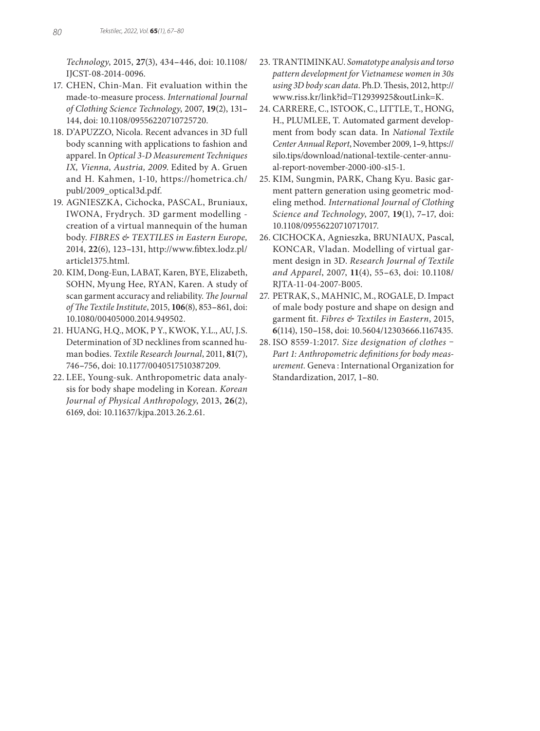*Technology*, 2015, **27**(3), 434–446, doi: 10.1108/IJCST-08-2014-0096.

17. CHEN, Chin-Man. Fit evaluation within the made-to-measure process. *International Journal of Clothing Science Technology*, 2007, **19**(2), 131–144, doi: 10.1108/09556220710725720.
18. D'APUZZO, Nicola. Recent advances in 3D full body scanning with applications to fashion and apparel. In *Optical 3-D Measurement Techniques IX, Vienna, Austria, 2009*. Edited by A. Gruen and H. Kahmen, 1-10, https://hometrica.ch/publ/2009_optical3d.pdf.
19. AGNIESZKA, Cichocka, PASCAL, Bruniaux, IWONA, Frydrych. 3D garment modelling - creation of a virtual mannequin of the human body. *FIBRES & TEXTILES in Eastern Europe,* 2014, **22**(6), 123–131, http://www.fibtex.lodz.pl/article1375.html.
20. KIM, Dong-Eun, LABAT, Karen, BYE, Elizabeth, SOHN, Myung Hee, RYAN, Karen. A study of scan garment accuracy and reliability. *The Journal of The Textile Institute*, 2015, **106**(8), 853–861, doi: 10.1080/00405000.2014.949502.
21. HUANG, H.Q., MOK, P Y., KWOK, Y.L., AU, J.S. Determination of 3D necklines from scanned human bodies. *Textile Research Journal*, 2011, **81**(7), 746–756, doi: 10.1177/0040517510387209.
22. LEE, Young-suk. Anthropometric data analysis for body shape modeling in Korean. *Korean Journal of Physical Anthropology*, 2013, **26**(2), 6169, doi: 10.11637/kjpa.2013.26.2.61.
23. TRANTIMINKAU. *Somatotype analysis and torso pattern development for Vietnamese women in 30s using 3D body scan data*. Ph.D. Thesis, 2012, http://www.riss.kr/link?id=T12939925&outLink=K.
24. CARRERE, C., ISTOOK, C., LITTLE, T., HONG, H., PLUMLEE, T. Automated garment development from body scan data. In *National Textile Center Annual Report*, November 2009, 1–9, https://silo.tips/download/national-textile-center-annual-report-november-2000-i00-s15-1.
25. KIM, Sungmin, PARK, Chang Kyu. Basic garment pattern generation using geometric modeling method. *International Journal of Clothing Science and Technology*, 2007, **19**(1), 7–17, doi: 10.1108/09556220710717017.
26. CICHOCKA, Agnieszka, BRUNIAUX, Pascal, KONCAR, Vladan. Modelling of virtual garment design in 3D. *Research Journal of Textile and Apparel*, 2007, **11**(4), 55–63, doi: 10.1108/RJTA-11-04-2007-B005.
27. PETRAK, S., MAHNIC, M., ROGALE, D. Impact of male body posture and shape on design and garment fit. *Fibres & Textiles in Eastern*, 2015, **6**(114), 150–158, doi: 10.5604/12303666.1167435.
28. ISO 8559-1:2017. *Size designation of clothes – Part 1: Anthropometric definitions for body measurement.* Geneva : International Organization for Standardization, 2017, 1–80.